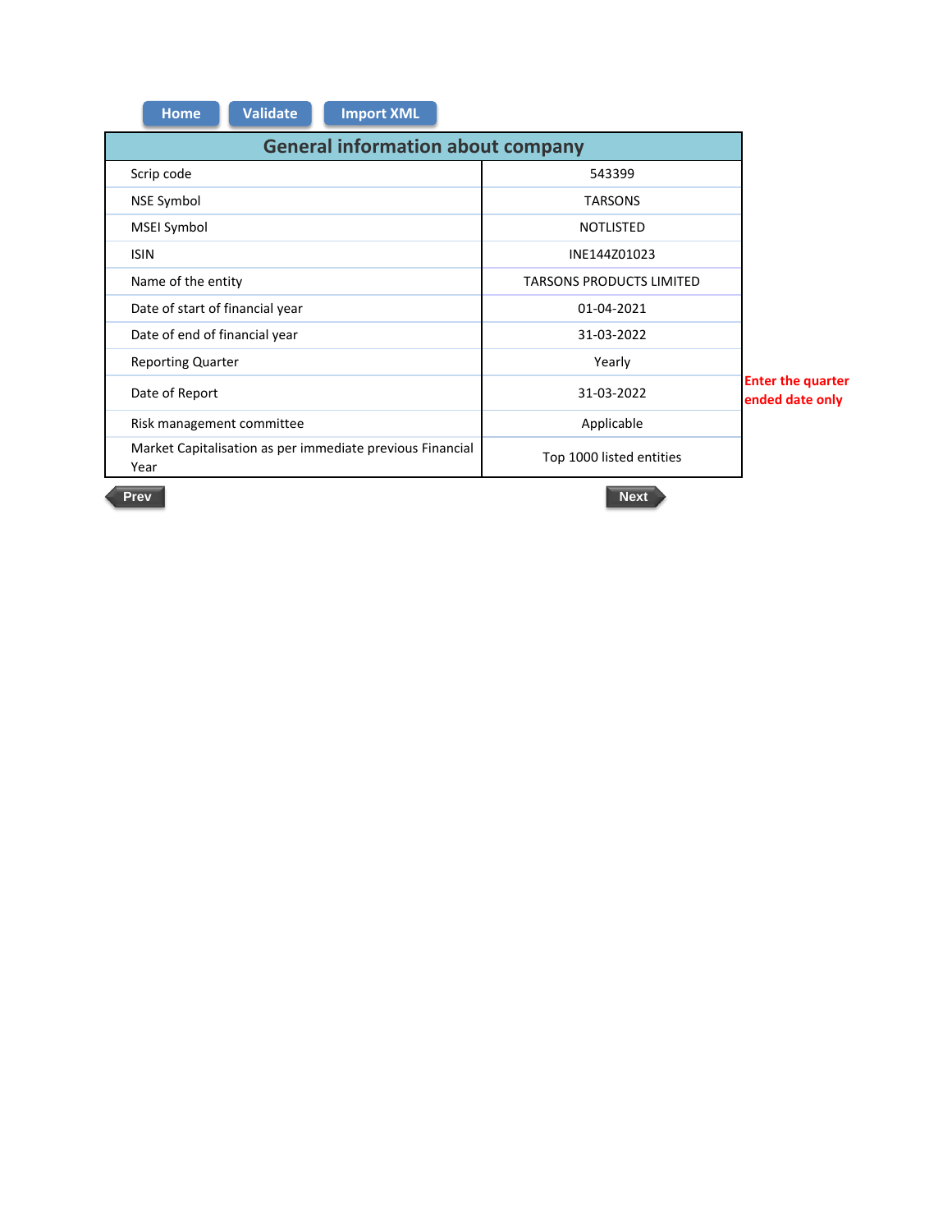Home | Validate | Import XML

# General information about company

| | |
|---|---|
| Scrip code | 543399 |
| NSE Symbol | TARSONS |
| MSEI Symbol | NOTLISTED |
| ISIN | INE144Z01023 |
| Name of the entity | TARSONS PRODUCTS LIMITED |
| Date of start of financial year | 01-04-2021 |
| Date of end of financial year | 31-03-2022 |
| Reporting Quarter | Yearly |
| Date of Report | 31-03-2022 |
| Risk management committee | Applicable |
| Market Capitalisation as per immediate previous Financial Year | Top 1000 listed entities |

Enter the quarter ended date only

Prev | Next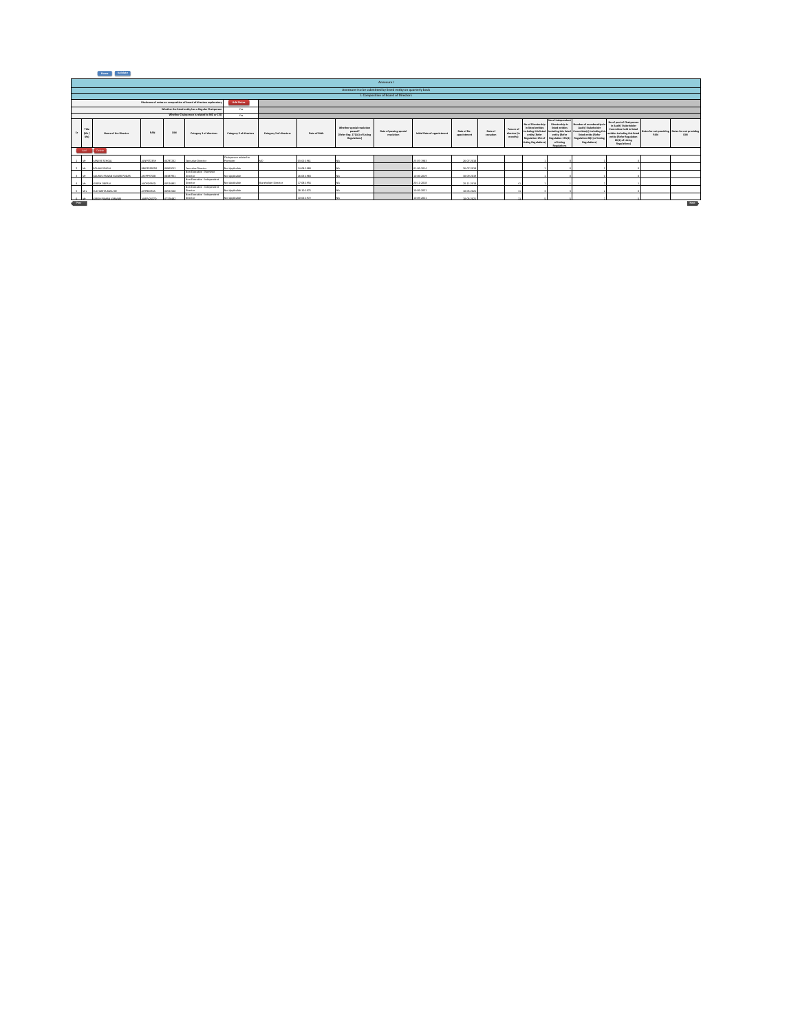Annexure I

Annexure I to be submitted by listed entity on quarterly basis

I. Composition of Board of Directors

| | |
|---|---|
| Disclosure of notes on composition of board of directors explanatory | Add Notes |
| Whether the listed entity has a Regular Chairperson | Yes |
| Whether Chairperson is related to MD or CEO | Yes |

| Sr | Title (Mr / Ms) | Name of the Director | PAN | DIN | Category 1 of directors | Category 2 of directors | Category 3 of directors | Date of Birth | Whether special resolution passed? [Refer Reg. 17(1A) of Listing Regulations] | Date of passing special resolution | Initial Date of appointment | Date of Re-appointment | Date of cessation | Tenure of director (in months) | No of Directorship in listed entities including this listed entity (Refer Regulation 17A of Listing Regulations) | No of Independent Directorship in listed entities including this listed entity (Refer Regulation 17A(1) of Listing Regulations | Number of memberships in Audit/ Stakeholder Committee(s) including this listed entity (Refer Regulation 26(1) of Listing Regulations) | No of post of Chairperson in Audit/ Stakeholder Committee held in listed entities including this listed entity (Refer Regulation 26(1) of Listing Regulations) | Notes for not providing PAN | Notes for not providing DIN |
|---|---|---|---|---|---|---|---|---|---|---|---|---|---|---|---|---|---|---|---|---|
| 1 | Mr | SANJIVE SEHGAL | AANPS7237H | 00787232 | Executive Director | Chairperson related to Promoter | MD | 05-02-1961 | NA | | 25-07-2003 | 26-07-2018 | | | 1 | 0 | 1 | 0 | | |
| 2 | Mr | ROHAN SEHGAL | BMOPS9925Q | 08963611 | Executive Director | Not Applicable | | 14-08-1988 | NA | | 21-09-2014 | 26-07-2018 | | | 1 | 0 | 1 | 0 | | |
| 3 | Mr | GAURAV PAWAN KUMAR PODAR | ... | 08387992 | Non-Executive - Nominee Director | Not Applicable | | 26-03-1980 | NA | | 10-05-2019 | 30-09-2019 | | | 1 | 0 | 0 | 0 | | |
| 4 | Mr | VINESH DEPTAS | ... | 00524893 | Non-Executive - Independent Director | Not Applicable | Shareholder Director | 17-08-1956 | NA | | 20-11-2018 | 20-11-2018 | | 41 | 1 | 1 | 0 | 1 | | |
| 5 | Mrs | SUCHARITA BASU DE | ... | 08911040 | Non-Executive - Independent Director | Not Applicable | | 28-10-1975 | NA | | 10-05-2021 | 10-05-2021 | | 11 | 1 | 1 | 2 | 0 | | |
| 6 | Mr | DINESH KUMAR SANGHAI | ... | 07378883 | Non-Executive - Independent Director | Not Applicable | | 10-04-1972 | NA | | 10-05-2021 | 10-05-2021 | | 11 | 1 | 1 | 2 | 0 | | |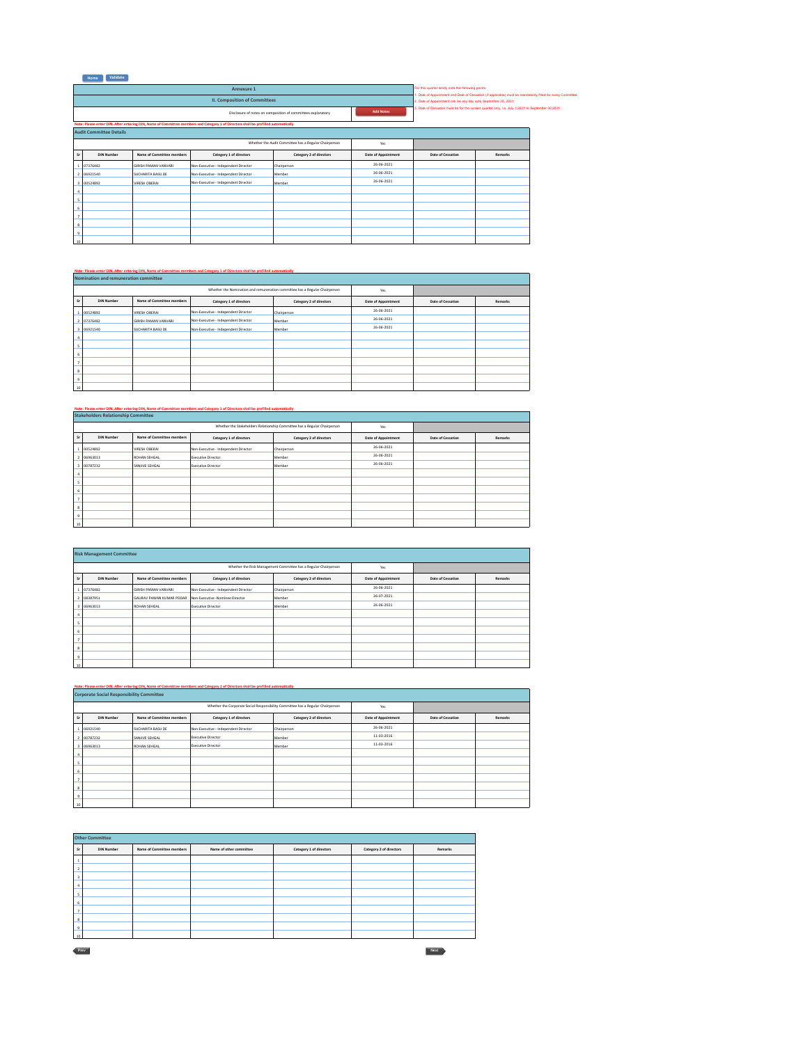Home Validate

## Annexure 1

### II. Composition of Committees

Disclosure of notes on composition of committees explanatory — Add Notes

For this quarter kindly note the following points:
1. Date of Appointment and Date of Cessation (if applicable) must be mandatorily filled for every Committee.
2. Date of Appointment can be any day upto September 30, 2021
3. Date of Cessation must be for the current quarter only, i.e. July 1,2021 to September 30,2021

**Note: Please enter DIN. After entering DIN, Name of Committee members and Category 1 of Directors shall be prefilled automatically**

### Audit Committee Details

Whether the Audit Committee has a Regular Chairperson: Yes

| Sr | DIN Number | Name of Committee members | Category 1 of directors | Category 2 of directors | Date of Appointment | Date of Cessation | Remarks |
|---|---|---|---|---|---|---|---|
| 1 | 07376482 | GIRISH PAWAN VANVARI | Non-Executive - Independent Director | Chairperson | 26-06-2021 | | |
| 2 | 06921540 | SUCHARITA BASU DE | Non-Executive - Independent Director | Member | 26-06-2021 | | |
| 3 | 00524892 | VIRESH OBERAI | Non-Executive - Independent Director | Member | 26-06-2021 | | |
| 4 | | | | | | | |
| 5 | | | | | | | |
| 6 | | | | | | | |
| 7 | | | | | | | |
| 8 | | | | | | | |
| 9 | | | | | | | |
| 10 | | | | | | | |

**Note: Please enter DIN. After entering DIN, Name of Committee members and Category 1 of Directors shall be prefilled automatically**

### Nomination and remuneration committee

Whether the Nomination and remuneration committee has a Regular Chairperson: Yes

| Sr | DIN Number | Name of Committee members | Category 1 of directors | Category 2 of directors | Date of Appointment | Date of Cessation | Remarks |
|---|---|---|---|---|---|---|---|
| 1 | 00524892 | VIRESH OBERAI | Non-Executive - Independent Director | Chairperson | 26-06-2021 | | |
| 2 | 07376482 | GIRISH PAWAN VANVARI | Non-Executive - Independent Director | Member | 26-06-2021 | | |
| 3 | 06921540 | SUCHARITA BASU DE | Non-Executive - Independent Director | Member | 26-06-2021 | | |
| 4 | | | | | | | |
| 5 | | | | | | | |
| 6 | | | | | | | |
| 7 | | | | | | | |
| 8 | | | | | | | |
| 9 | | | | | | | |
| 10 | | | | | | | |

**Note: Please enter DIN. After entering DIN, Name of Committee members and Category 1 of Directors shall be prefilled automatically**

### Stakeholders Relationship Committee

Whether the Stakeholders Relationship Committee has a Regular Chairperson: Yes

| Sr | DIN Number | Name of Committee members | Category 1 of directors | Category 2 of directors | Date of Appointment | Date of Cessation | Remarks |
|---|---|---|---|---|---|---|---|
| 1 | 00524892 | VIRESH OBERAI | Non-Executive - Independent Director | Chairperson | 26-06-2021 | | |
| 2 | 06963013 | ROHAN SEHGAL | Executive Director | Member | 26-06-2021 | | |
| 3 | 00787232 | SANJIVE SEHGAL | Executive Director | Member | 26-06-2021 | | |
| 4 | | | | | | | |
| 5 | | | | | | | |
| 6 | | | | | | | |
| 7 | | | | | | | |
| 8 | | | | | | | |
| 9 | | | | | | | |
| 10 | | | | | | | |

### Risk Management Committee

Whether the Risk Management Committee has a Regular Chairperson: Yes

| Sr | DIN Number | Name of Committee members | Category 1 of directors | Category 2 of directors | Date of Appointment | Date of Cessation | Remarks |
|---|---|---|---|---|---|---|---|
| 1 | 07376482 | GIRISH PAWAN VANVARI | Non-Executive - Independent Director | Chairperson | 26-06-2021 | | |
| 2 | 08387951 | GAURAV PAWAN KUMAR PODAR | Non-Executive - Nominee Director | Member | 26-07-2021 | | |
| 3 | 06963013 | ROHAN SEHGAL | Executive Director | Member | 26-06-2021 | | |
| 4 | | | | | | | |
| 5 | | | | | | | |
| 6 | | | | | | | |
| 7 | | | | | | | |
| 8 | | | | | | | |
| 9 | | | | | | | |
| 10 | | | | | | | |

**Note: Please enter DIN. After entering DIN, Name of Committee members and Category 1 of Directors shall be prefilled automatically**

### Corporate Social Responsibility Committee

Whether the Corporate Social Responsibility Committee has a Regular Chairperson: Yes

| Sr | DIN Number | Name of Committee members | Category 1 of directors | Category 2 of directors | Date of Appointment | Date of Cessation | Remarks |
|---|---|---|---|---|---|---|---|
| 1 | 06921540 | SUCHARITA BASU DE | Non-Executive - Independent Director | Chairperson | 26-06-2021 | | |
| 2 | 00787232 | SANJIVE SEHGAL | Executive Director | Member | 11-03-2016 | | |
| 3 | 06963013 | ROHAN SEHGAL | Executive Director | Member | 11-03-2016 | | |
| 4 | | | | | | | |
| 5 | | | | | | | |
| 6 | | | | | | | |
| 7 | | | | | | | |
| 8 | | | | | | | |
| 9 | | | | | | | |
| 10 | | | | | | | |

### Other Committee

| Sr | DIN Number | Name of Committee members | Name of other committee | Category 1 of directors | Category 2 of directors | Remarks |
|---|---|---|---|---|---|---|
| 1 | | | | | | |
| 2 | | | | | | |
| 3 | | | | | | |
| 4 | | | | | | |
| 5 | | | | | | |
| 6 | | | | | | |
| 7 | | | | | | |
| 8 | | | | | | |
| 9 | | | | | | |
| 10 | | | | | | |

Prev Next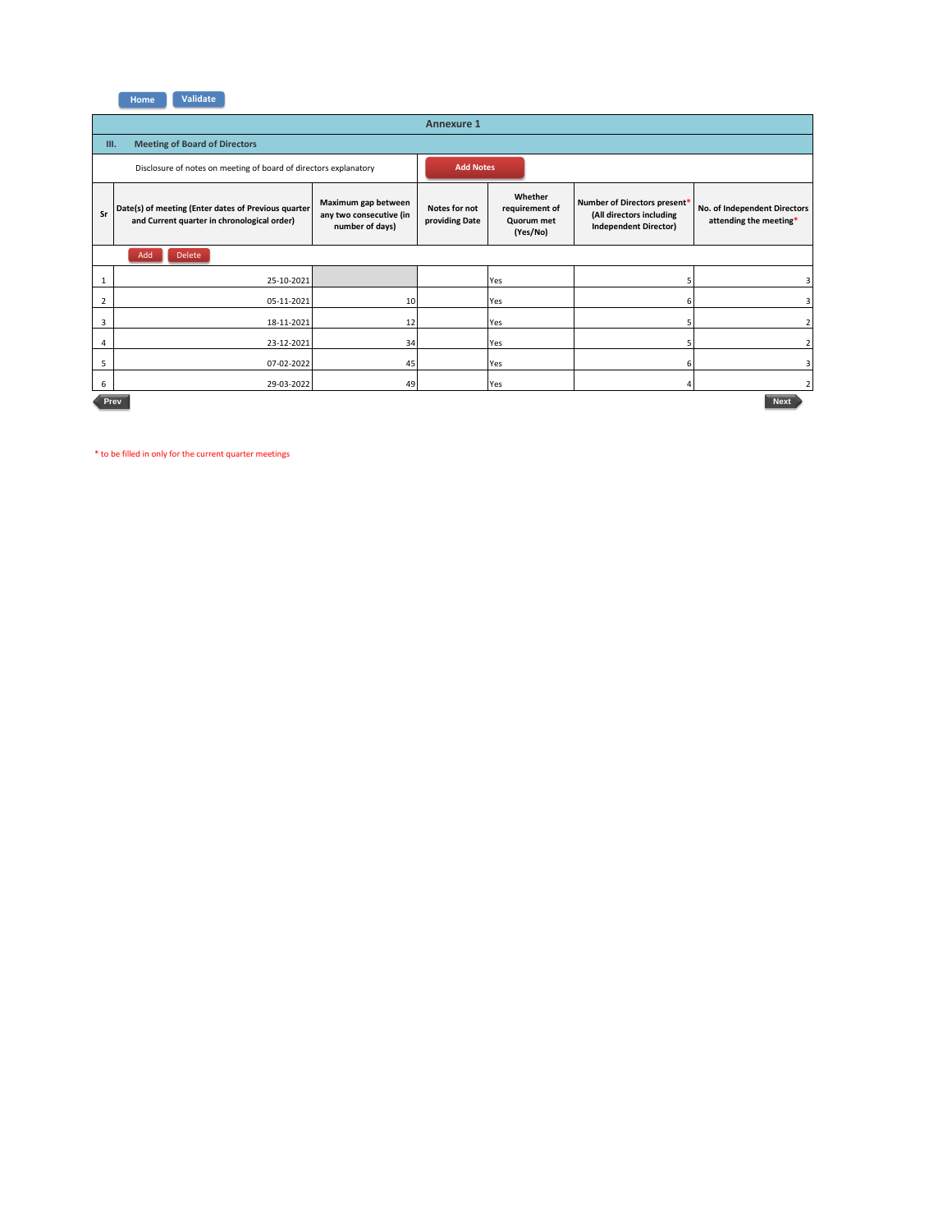## Annexure 1

### III. Meeting of Board of Directors

Disclosure of notes on meeting of board of directors explanatory

| Sr | Date(s) of meeting (Enter dates of Previous quarter and Current quarter in chronological order) | Maximum gap between any two consecutive (in number of days) | Notes for not providing Date | Whether requirement of Quorum met (Yes/No) | Number of Directors present* (All directors including Independent Director) | No. of Independent Directors attending the meeting* |
|---|---|---|---|---|---|---|
| 1 | 25-10-2021 | | | Yes | 5 | 3 |
| 2 | 05-11-2021 | 10 | | Yes | 6 | 3 |
| 3 | 18-11-2021 | 12 | | Yes | 5 | 2 |
| 4 | 23-12-2021 | 34 | | Yes | 5 | 2 |
| 5 | 07-02-2022 | 45 | | Yes | 6 | 3 |
| 6 | 29-03-2022 | 49 | | Yes | 4 | 2 |

* to be filled in only for the current quarter meetings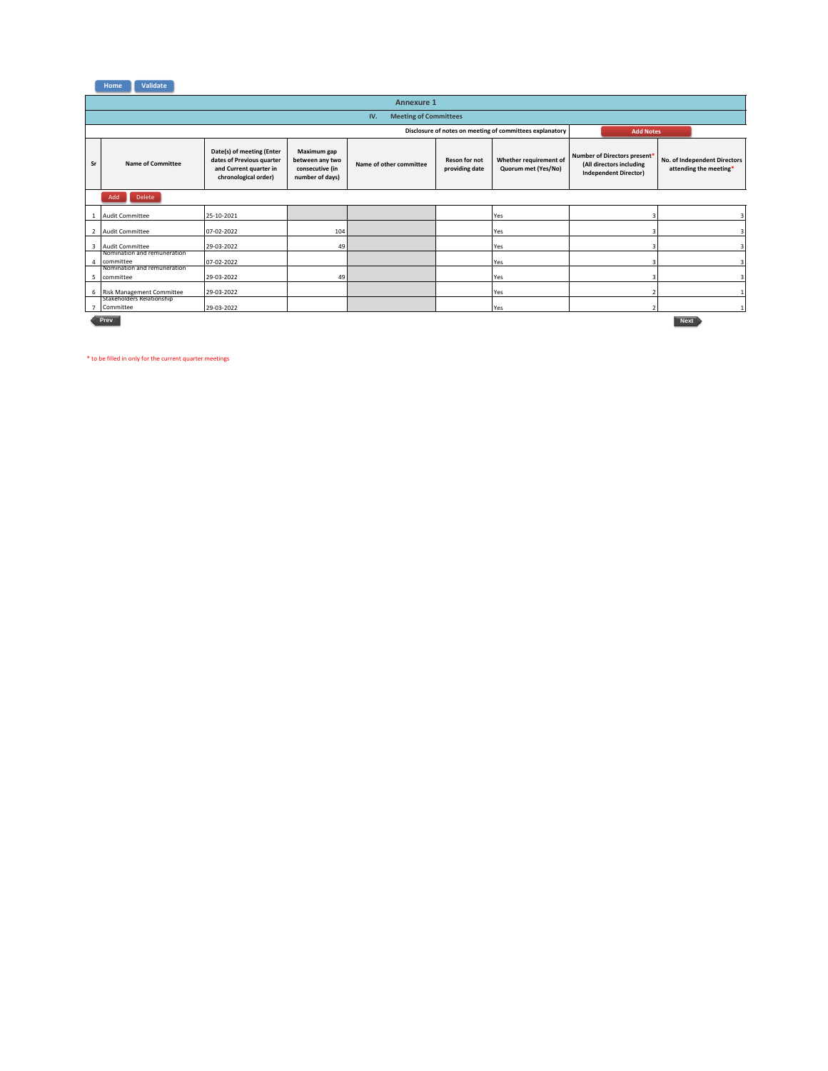Home | Validate

## Annexure 1

### IV. Meeting of Committees

Disclosure of notes on meeting of committees explanatory | Add Notes

| Sr | Name of Committee | Date(s) of meeting (Enter dates of Previous quarter and Current quarter in chronological order) | Maximum gap between any two consecutive (in number of days) | Name of other committee | Reson for not providing date | Whether requirement of Quorum met (Yes/No) | Number of Directors present* (All directors including Independent Director) | No. of Independent Directors attending the meeting* |
|---|---|---|---|---|---|---|---|---|
| 1 | Audit Committee | 25-10-2021 | | | | Yes | 3 | 3 |
| 2 | Audit Committee | 07-02-2022 | 104 | | | Yes | 3 | 3 |
| 3 | Audit Committee | 29-03-2022 | 49 | | | Yes | 3 | 3 |
| 4 | Nomination and remuneration committee | 07-02-2022 | | | | Yes | 3 | 3 |
| 5 | Nomination and remuneration committee | 29-03-2022 | 49 | | | Yes | 3 | 3 |
| 6 | Risk Management Committee | 29-03-2022 | | | | Yes | 2 | 1 |
| 7 | Stakeholders Relationship Committee | 29-03-2022 | | | | Yes | 2 | 1 |

Prev | Next

* to be filled in only for the current quarter meetings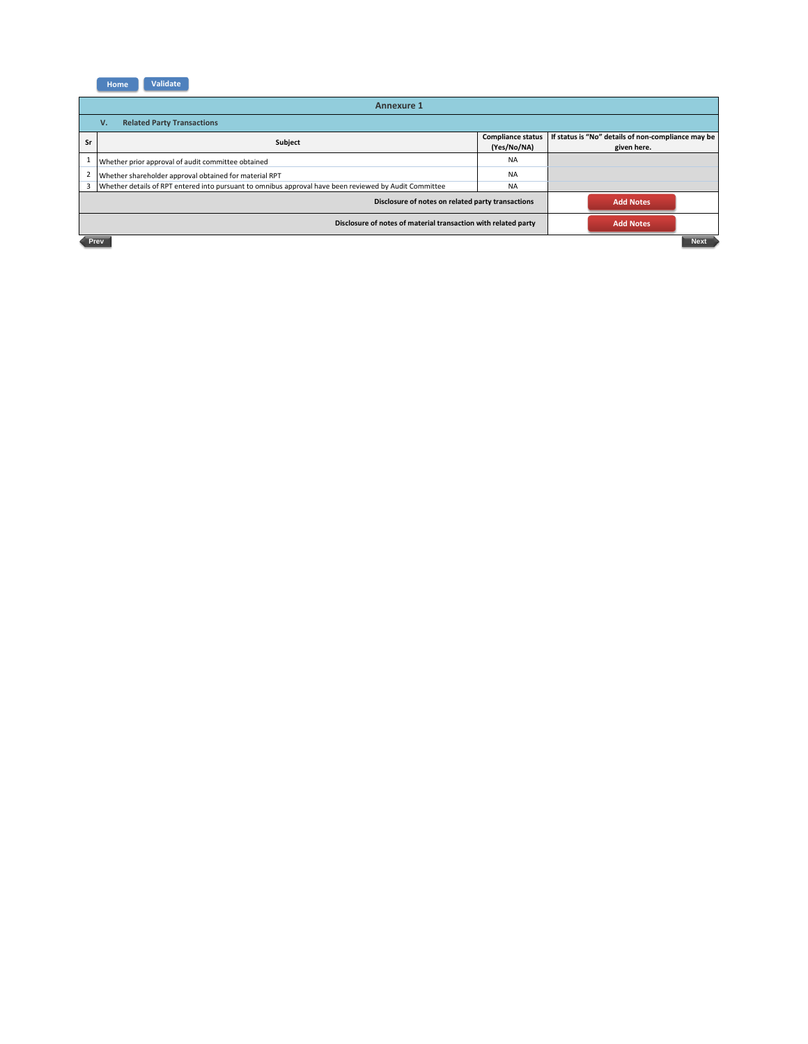Home Validate

## Annexure 1

### V. Related Party Transactions

| Sr | Subject | Compliance status (Yes/No/NA) | If status is "No" details of non-compliance may be given here. |
|---|---|---|---|
| 1 | Whether prior approval of audit committee obtained | NA | |
| 2 | Whether shareholder approval obtained for material RPT | NA | |
| 3 | Whether details of RPT entered into pursuant to omnibus approval have been reviewed by Audit Committee | NA | |
| | Disclosure of notes on related party transactions | | Add Notes |
| | Disclosure of notes of material transaction with related party | | Add Notes |

Prev Next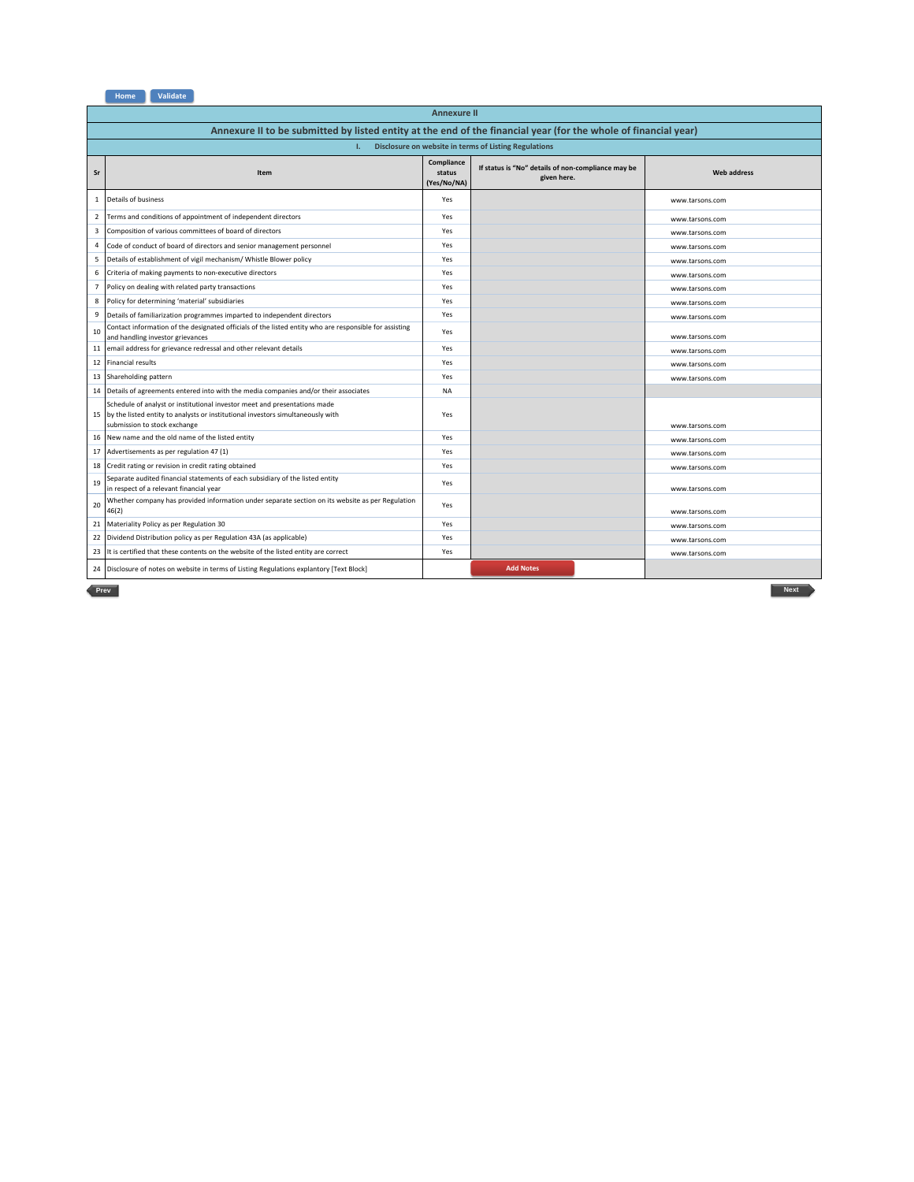Home Validate

## Annexure II

### Annexure II to be submitted by listed entity at the end of the financial year (for the whole of financial year)

#### I. Disclosure on website in terms of Listing Regulations

| Sr | Item | Compliance status (Yes/No/NA) | If status is "No" details of non-compliance may be given here. | Web address |
|---|---|---|---|---|
| 1 | Details of business | Yes | | www.tarsons.com |
| 2 | Terms and conditions of appointment of independent directors | Yes | | www.tarsons.com |
| 3 | Composition of various committees of board of directors | Yes | | www.tarsons.com |
| 4 | Code of conduct of board of directors and senior management personnel | Yes | | www.tarsons.com |
| 5 | Details of establishment of vigil mechanism/ Whistle Blower policy | Yes | | www.tarsons.com |
| 6 | Criteria of making payments to non-executive directors | Yes | | www.tarsons.com |
| 7 | Policy on dealing with related party transactions | Yes | | www.tarsons.com |
| 8 | Policy for determining 'material' subsidiaries | Yes | | www.tarsons.com |
| 9 | Details of familiarization programmes imparted to independent directors | Yes | | www.tarsons.com |
| 10 | Contact information of the designated officials of the listed entity who are responsible for assisting and handling investor grievances | Yes | | www.tarsons.com |
| 11 | email address for grievance redressal and other relevant details | Yes | | www.tarsons.com |
| 12 | Financial results | Yes | | www.tarsons.com |
| 13 | Shareholding pattern | Yes | | www.tarsons.com |
| 14 | Details of agreements entered into with the media companies and/or their associates | NA | | |
| 15 | Schedule of analyst or institutional investor meet and presentations made by the listed entity to analysts or institutional investors simultaneously with submission to stock exchange | Yes | | www.tarsons.com |
| 16 | New name and the old name of the listed entity | Yes | | www.tarsons.com |
| 17 | Advertisements as per regulation 47 (1) | Yes | | www.tarsons.com |
| 18 | Credit rating or revision in credit rating obtained | Yes | | www.tarsons.com |
| 19 | Separate audited financial statements of each subsidiary of the listed entity in respect of a relevant financial year | Yes | | www.tarsons.com |
| 20 | Whether company has provided information under separate section on its website as per Regulation 46(2) | Yes | | www.tarsons.com |
| 21 | Materiality Policy as per Regulation 30 | Yes | | www.tarsons.com |
| 22 | Dividend Distribution policy as per Regulation 43A (as applicable) | Yes | | www.tarsons.com |
| 23 | It is certified that these contents on the website of the listed entity are correct | Yes | | www.tarsons.com |
| 24 | Disclosure of notes on website in terms of Listing Regulations explantory [Text Block] | | Add Notes | |

Prev Next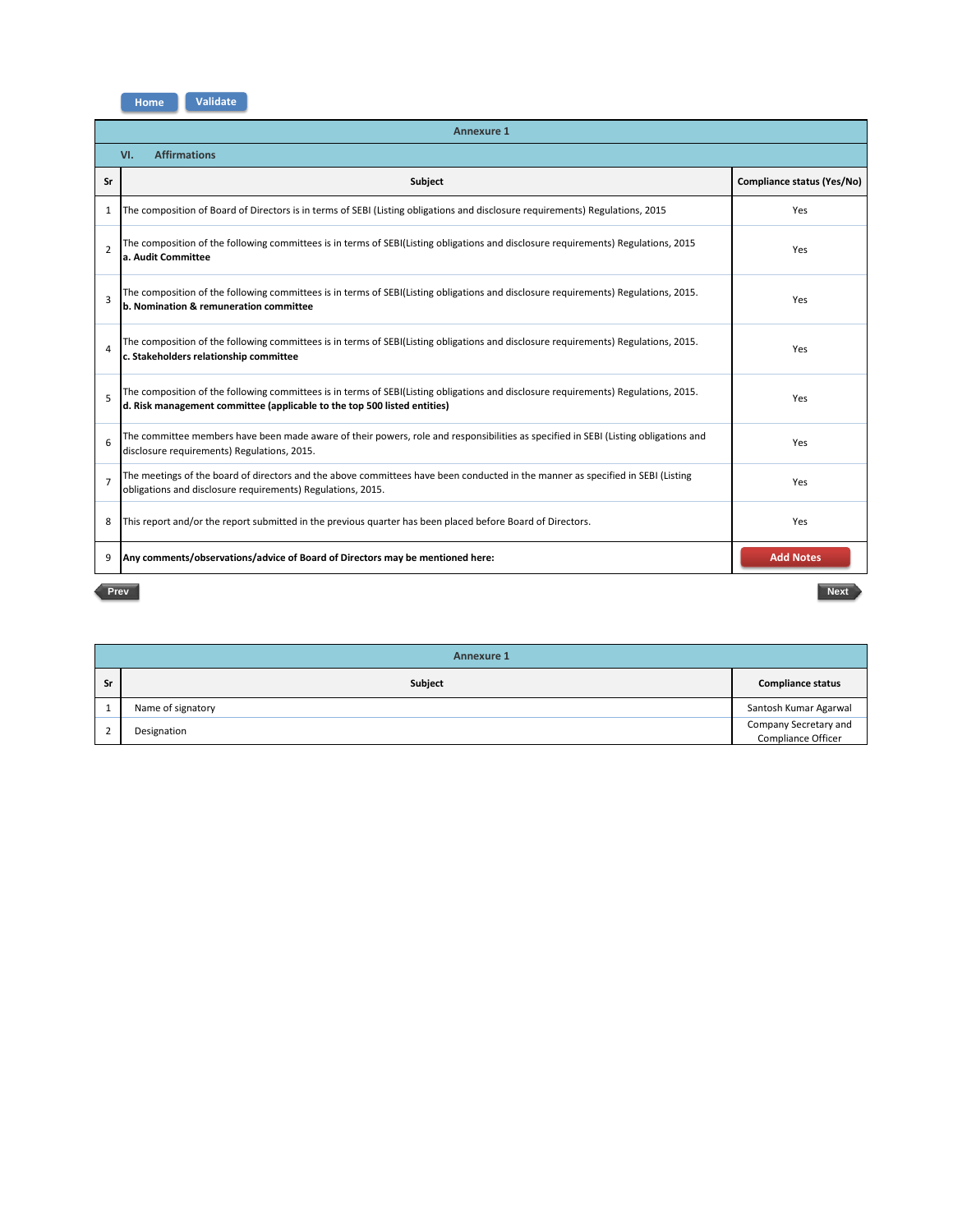Home Validate

## Annexure 1

### VI. Affirmations

| Sr | Subject | Compliance status (Yes/No) |
|---|---|---|
| 1 | The composition of Board of Directors is in terms of SEBI (Listing obligations and disclosure requirements) Regulations, 2015 | Yes |
| 2 | The composition of the following committees is in terms of SEBI(Listing obligations and disclosure requirements) Regulations, 2015 **a. Audit Committee** | Yes |
| 3 | The composition of the following committees is in terms of SEBI(Listing obligations and disclosure requirements) Regulations, 2015. **b. Nomination & remuneration committee** | Yes |
| 4 | The composition of the following committees is in terms of SEBI(Listing obligations and disclosure requirements) Regulations, 2015. **c. Stakeholders relationship committee** | Yes |
| 5 | The composition of the following committees is in terms of SEBI(Listing obligations and disclosure requirements) Regulations, 2015. **d. Risk management committee (applicable to the top 500 listed entities)** | Yes |
| 6 | The committee members have been made aware of their powers, role and responsibilities as specified in SEBI (Listing obligations and disclosure requirements) Regulations, 2015. | Yes |
| 7 | The meetings of the board of directors and the above committees have been conducted in the manner as specified in SEBI (Listing obligations and disclosure requirements) Regulations, 2015. | Yes |
| 8 | This report and/or the report submitted in the previous quarter has been placed before Board of Directors. | Yes |
| 9 | **Any comments/observations/advice of Board of Directors may be mentioned here:** | Add Notes |

Prev Next

## Annexure 1

| Sr | Subject | Compliance status |
|---|---|---|
| 1 | Name of signatory | Santosh Kumar Agarwal |
| 2 | Designation | Company Secretary and Compliance Officer |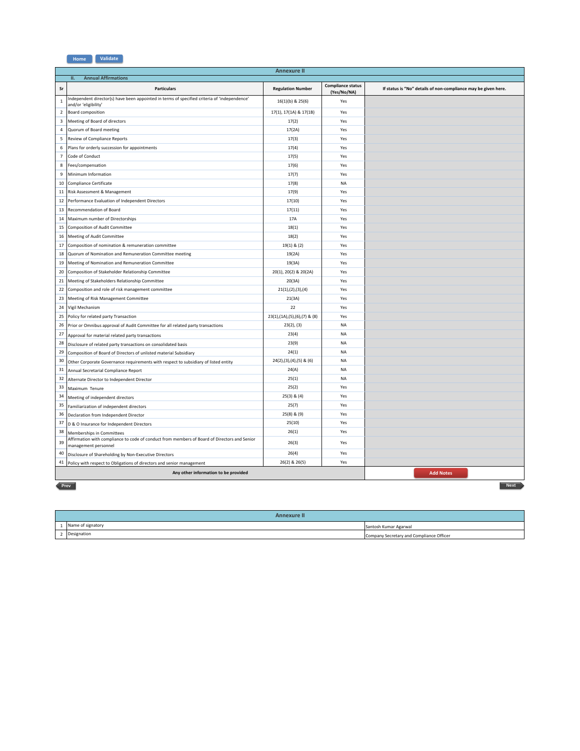Home | Validate

## Annexure II

### II. Annual Affirmations

| Sr | Particulars | Regulation Number | Compliance status (Yes/No/NA) | If status is "No" details of non-compliance may be given here. |
|---|---|---|---|---|
| 1 | Independent director(s) have been appointed in terms of specified criteria of 'independence' and/or 'eligibility' | 16(1)(b) & 25(6) | Yes | |
| 2 | Board composition | 17(1), 17(1A) & 17(1B) | Yes | |
| 3 | Meeting of Board of directors | 17(2) | Yes | |
| 4 | Quorum of Board meeting | 17(2A) | Yes | |
| 5 | Review of Compliance Reports | 17(3) | Yes | |
| 6 | Plans for orderly succession for appointments | 17(4) | Yes | |
| 7 | Code of Conduct | 17(5) | Yes | |
| 8 | Fees/compensation | 17(6) | Yes | |
| 9 | Minimum Information | 17(7) | Yes | |
| 10 | Compliance Certificate | 17(8) | NA | |
| 11 | Risk Assessment & Management | 17(9) | Yes | |
| 12 | Performance Evaluation of Independent Directors | 17(10) | Yes | |
| 13 | Recommendation of Board | 17(11) | Yes | |
| 14 | Maximum number of Directorships | 17A | Yes | |
| 15 | Composition of Audit Committee | 18(1) | Yes | |
| 16 | Meeting of Audit Committee | 18(2) | Yes | |
| 17 | Composition of nomination & remuneration committee | 19(1) & (2) | Yes | |
| 18 | Quorum of Nomination and Remuneration Committee meeting | 19(2A) | Yes | |
| 19 | Meeting of Nomination and Remuneration Committee | 19(3A) | Yes | |
| 20 | Composition of Stakeholder Relationship Committee | 20(1), 20(2) & 20(2A) | Yes | |
| 21 | Meeting of Stakeholders Relationship Committee | 20(3A) | Yes | |
| 22 | Composition and role of risk management committee | 21(1),(2),(3),(4) | Yes | |
| 23 | Meeting of Risk Management Committee | 21(3A) | Yes | |
| 24 | Vigil Mechanism | 22 | Yes | |
| 25 | Policy for related party Transaction | 23(1),(1A),(5),(6),(7) & (8) | Yes | |
| 26 | Prior or Omnibus approval of Audit Committee for all related party transactions | 23(2), (3) | NA | |
| 27 | Approval for material related party transactions | 23(4) | NA | |
| 28 | Disclosure of related party transactions on consolidated basis | 23(9) | NA | |
| 29 | Composition of Board of Directors of unlisted material Subsidiary | 24(1) | NA | |
| 30 | Other Corporate Governance requirements with respect to subsidiary of listed entity | 24(2),(3),(4),(5) & (6) | NA | |
| 31 | Annual Secretarial Compliance Report | 24(A) | NA | |
| 32 | Alternate Director to Independent Director | 25(1) | NA | |
| 33 | Maximum Tenure | 25(2) | Yes | |
| 34 | Meeting of independent directors | 25(3) & (4) | Yes | |
| 35 | Familiarization of independent directors | 25(7) | Yes | |
| 36 | Declaration from Independent Director | 25(8) & (9) | Yes | |
| 37 | D & O Insurance for Independent Directors | 25(10) | Yes | |
| 38 | Memberships in Committees | 26(1) | Yes | |
| 39 | Affirmation with compliance to code of conduct from members of Board of Directors and Senior management personnel | 26(3) | Yes | |
| 40 | Disclosure of Shareholding by Non-Executive Directors | 26(4) | Yes | |
| 41 | Policy with respect to Obligations of directors and senior management | 26(2) & 26(5) | Yes | |
| | Any other information to be provided | | | Add Notes |

Prev | Next

## Annexure II

| | | |
|---|---|---|
| 1 | Name of signatory | Santosh Kumar Agarwal |
| 2 | Designation | Company Secretary and Compliance Officer |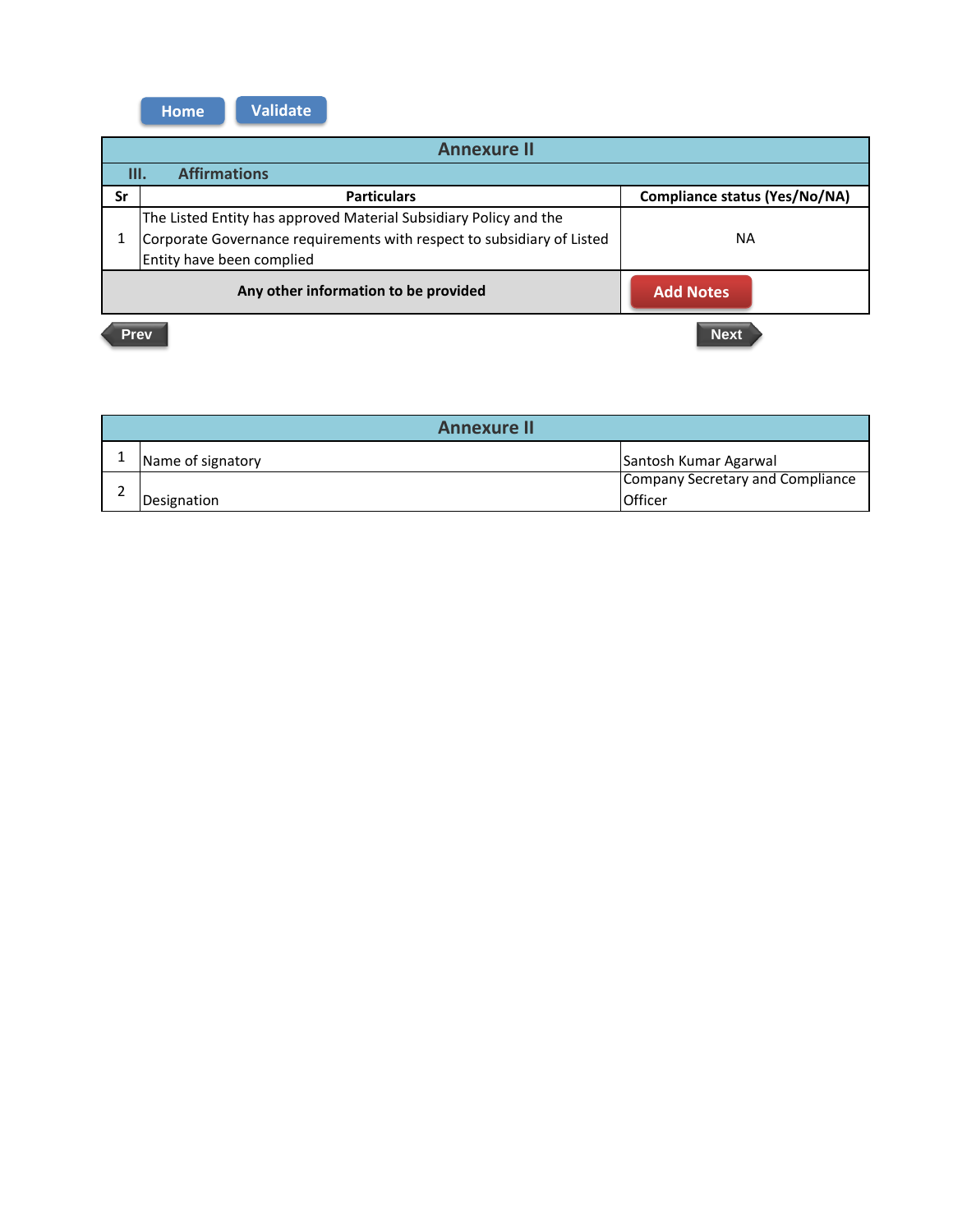Home Validate

| Annexure II | | |
|---|---|---|
| **III. Affirmations** | | |
| **Sr** | **Particulars** | **Compliance status (Yes/No/NA)** |
| 1 | The Listed Entity has approved Material Subsidiary Policy and the Corporate Governance requirements with respect to subsidiary of Listed Entity have been complied | NA |
| | **Any other information to be provided** | Add Notes |

Prev Next

| Annexure II | | |
|---|---|---|
| 1 | Name of signatory | Santosh Kumar Agarwal |
| 2 | Designation | Company Secretary and Compliance Officer |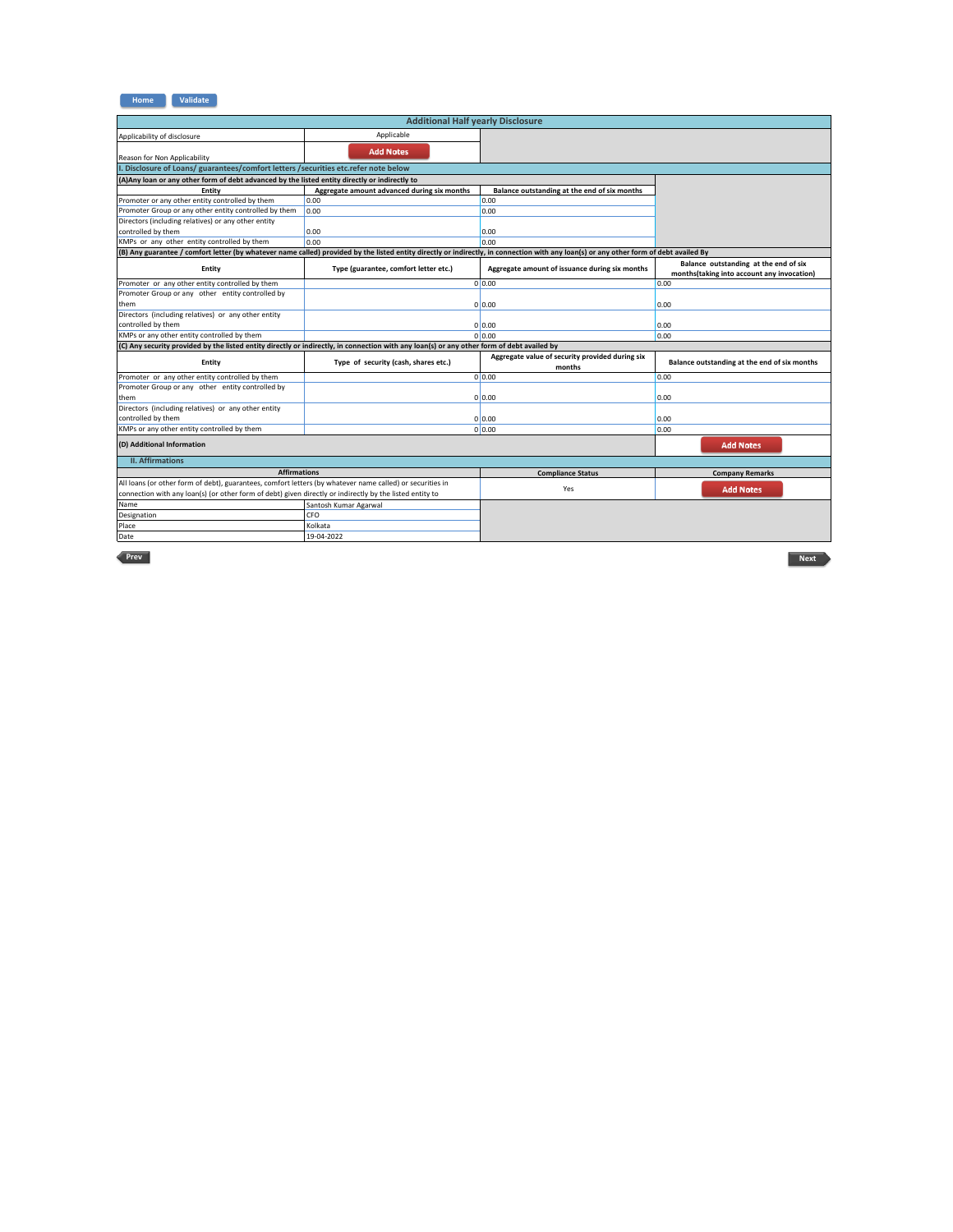Home Validate

## Additional Half yearly Disclosure

| | |
|---|---|
| Applicability of disclosure | Applicable |
| Reason for Non Applicability | Add Notes |

### I. Disclosure of Loans/ guarantees/comfort letters /securities etc.refer note below

**(A)Any loan or any other form of debt advanced by the listed entity directly or indirectly to**

| Entity | Aggregate amount advanced during six months | Balance outstanding at the end of six months |
|---|---|---|
| Promoter or any other entity controlled by them | 0.00 | 0.00 |
| Promoter Group or any other entity controlled by them | 0.00 | 0.00 |
| Directors (including relatives) or any other entity controlled by them | 0.00 | 0.00 |
| KMPs or any other entity controlled by them | 0.00 | 0.00 |

**(B) Any guarantee / comfort letter (by whatever name called) provided by the listed entity directly or indirectly, in connection with any loan(s) or any other form of debt availed By**

| Entity | Type (guarantee, comfort letter etc.) | Aggregate amount of issuance during six months | Balance outstanding at the end of six months(taking into account any invocation) |
|---|---|---|---|
| Promoter or any other entity controlled by them | 0 | 0.00 | 0.00 |
| Promoter Group or any other entity controlled by them | 0 | 0.00 | 0.00 |
| Directors (including relatives) or any other entity controlled by them | 0 | 0.00 | 0.00 |
| KMPs or any other entity controlled by them | 0 | 0.00 | 0.00 |

**(C) Any security provided by the listed entity directly or indirectly, in connection with any loan(s) or any other form of debt availed by**

| Entity | Type of security (cash, shares etc.) | Aggregate value of security provided during six months | Balance outstanding at the end of six months |
|---|---|---|---|
| Promoter or any other entity controlled by them | 0 | 0.00 | 0.00 |
| Promoter Group or any other entity controlled by them | 0 | 0.00 | 0.00 |
| Directors (including relatives) or any other entity controlled by them | 0 | 0.00 | 0.00 |
| KMPs or any other entity controlled by them | 0 | 0.00 | 0.00 |

**(D) Additional Information** Add Notes

### II. Affirmations

| Affirmations | Compliance Status | Company Remarks |
|---|---|---|
| All loans (or other form of debt), guarantees, comfort letters (by whatever name called) or securities in connection with any loan(s) (or other form of debt) given directly or indirectly by the listed entity to | Yes | Add Notes |

| | |
|---|---|
| Name | Santosh Kumar Agarwal |
| Designation | CFO |
| Place | Kolkata |
| Date | 19-04-2022 |

Prev Next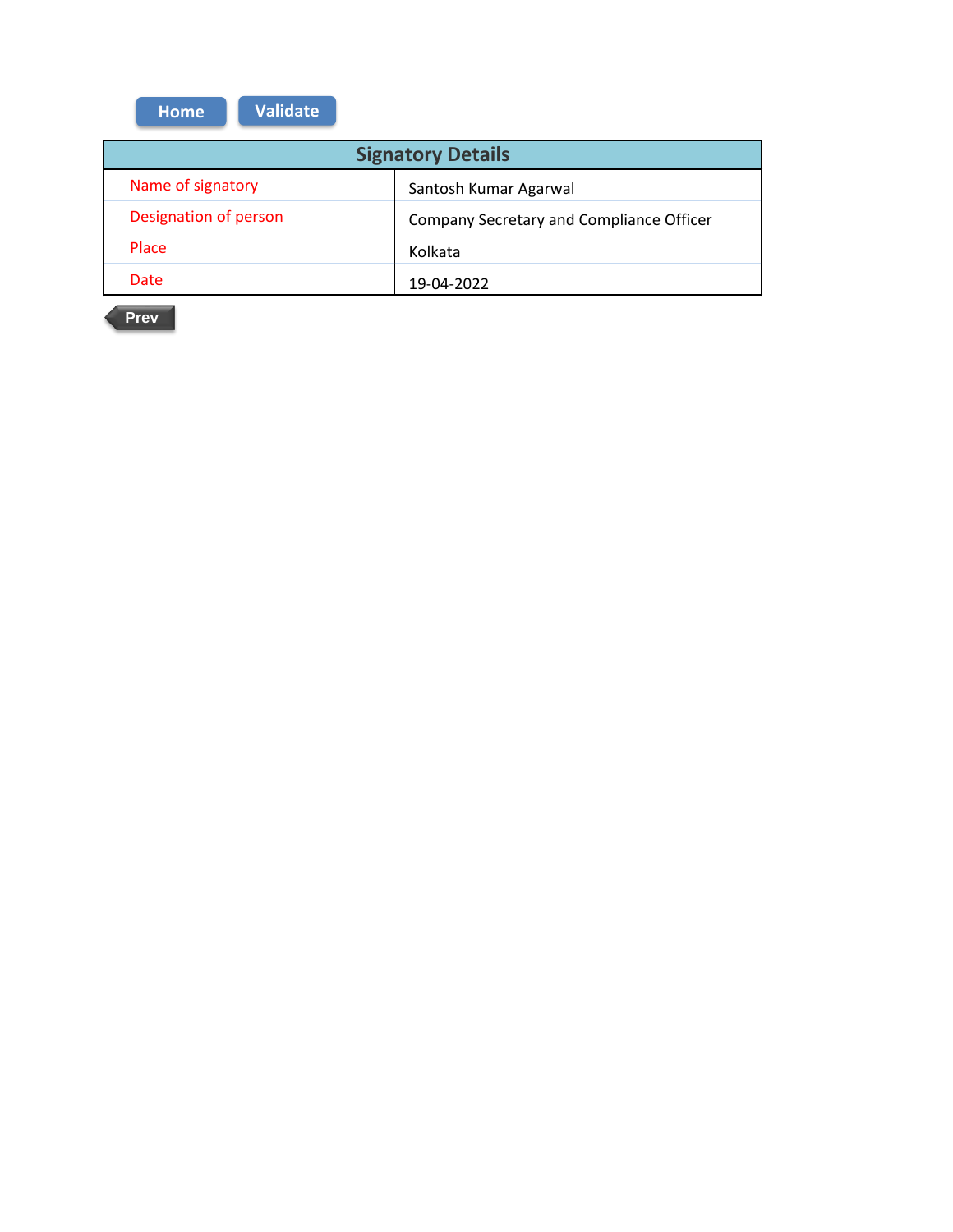Home Validate

| Signatory Details | |
|---|---|
| Name of signatory | Santosh Kumar Agarwal |
| Designation of person | Company Secretary and Compliance Officer |
| Place | Kolkata |
| Date | 19-04-2022 |

Prev